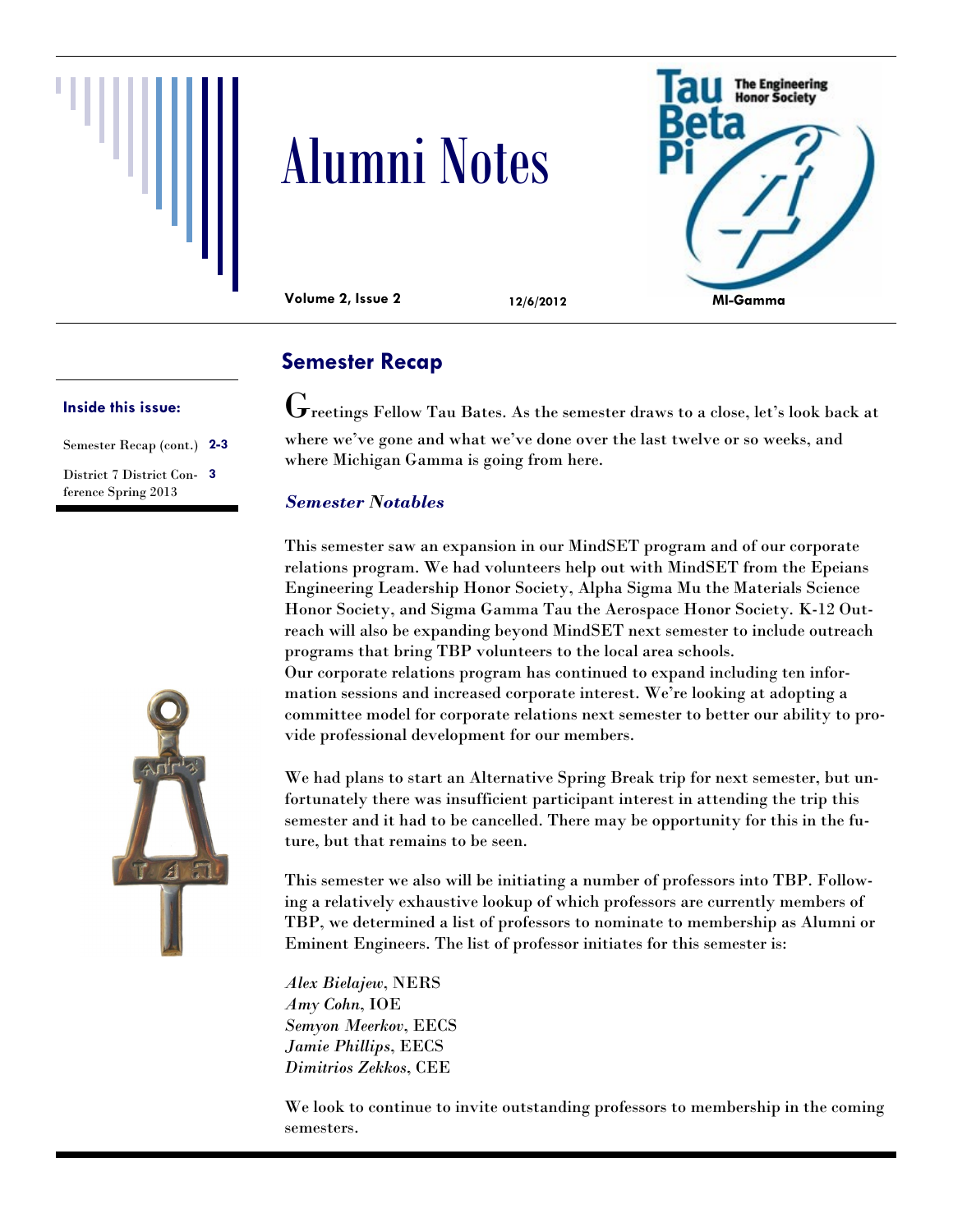# Alumni Notes

Volume 2, Issue 2 12/6/2012 MI-Gamma

**Inside this issue:**

| | |
|---|---|
| Semester Recap (cont.) | 2-3 |
| District 7 District Conference Spring 2013 | 3 |

## Semester Recap

Greetings Fellow Tau Bates. As the semester draws to a close, let's look back at where we've gone and what we've done over the last twelve or so weeks, and where Michigan Gamma is going from here.

### *Semester Notables*

This semester saw an expansion in our MindSET program and of our corporate relations program. We had volunteers help out with MindSET from the Epeians Engineering Leadership Honor Society, Alpha Sigma Mu the Materials Science Honor Society, and Sigma Gamma Tau the Aerospace Honor Society. K-12 Outreach will also be expanding beyond MindSET next semester to include outreach programs that bring TBP volunteers to the local area schools.

Our corporate relations program has continued to expand including ten information sessions and increased corporate interest. We're looking at adopting a committee model for corporate relations next semester to better our ability to provide professional development for our members.

We had plans to start an Alternative Spring Break trip for next semester, but unfortunately there was insufficient participant interest in attending the trip this semester and it had to be cancelled. There may be opportunity for this in the future, but that remains to be seen.

This semester we also will be initiating a number of professors into TBP. Following a relatively exhaustive lookup of which professors are currently members of TBP, we determined a list of professors to nominate to membership as Alumni or Eminent Engineers. The list of professor initiates for this semester is:

*Alex Bielajew*, NERS
*Amy Cohn*, IOE
*Semyon Meerkov*, EECS
*Jamie Phillips*, EECS
*Dimitrios Zekkos*, CEE

We look to continue to invite outstanding professors to membership in the coming semesters.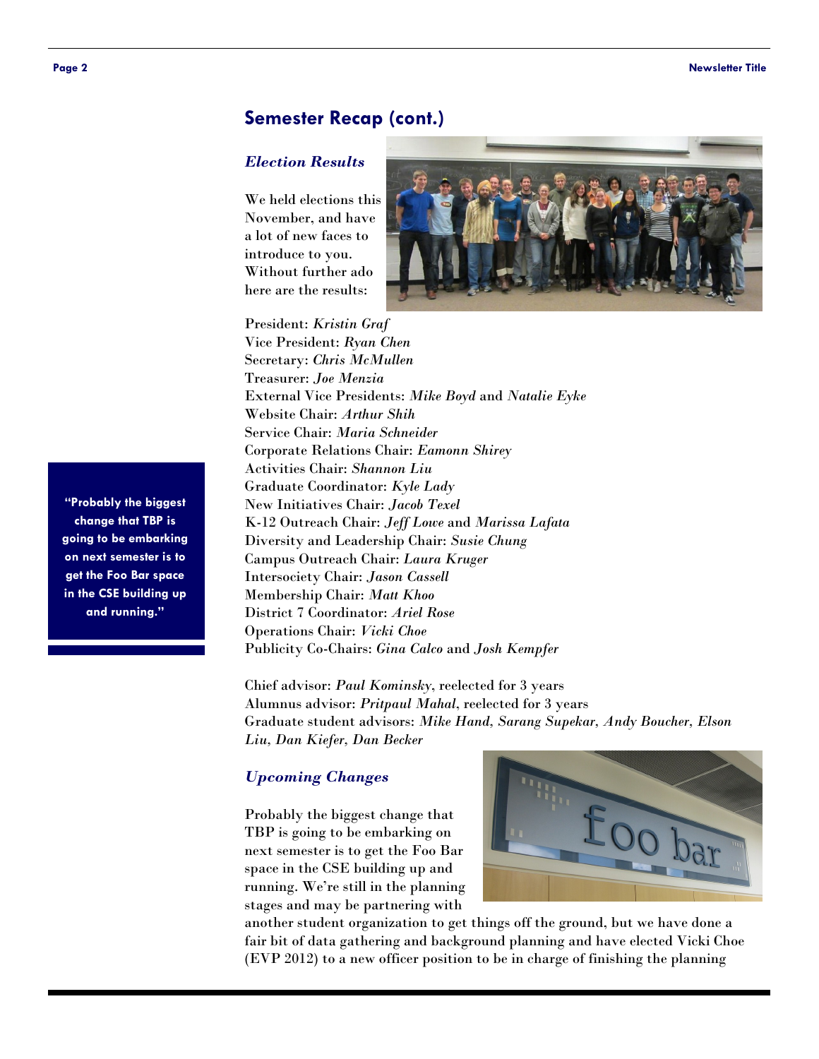## Semester Recap (cont.)

### *Election Results*

We held elections this November, and have a lot of new faces to introduce to you. Without further ado here are the results:

President: *Kristin Graf*
Vice President: *Ryan Chen*
Secretary: *Chris McMullen*
Treasurer: *Joe Menzia*
External Vice Presidents: *Mike Boyd* and *Natalie Eyke*
Website Chair: *Arthur Shih*
Service Chair: *Maria Schneider*
Corporate Relations Chair: *Eamonn Shirey*
Activities Chair: *Shannon Liu*
Graduate Coordinator: *Kyle Lady*
New Initiatives Chair: *Jacob Texel*
K-12 Outreach Chair: *Jeff Lowe* and *Marissa Lafata*
Diversity and Leadership Chair: *Susie Chung*
Campus Outreach Chair: *Laura Kruger*
Intersociety Chair: *Jason Cassell*
Membership Chair: *Matt Khoo*
District 7 Coordinator: *Ariel Rose*
Operations Chair: *Vicki Choe*
Publicity Co-Chairs: *Gina Calco* and *Josh Kempfer*

Chief advisor: *Paul Kominsky*, reelected for 3 years
Alumnus advisor: *Pritpaul Mahal*, reelected for 3 years
Graduate student advisors: *Mike Hand, Sarang Supekar, Andy Boucher, Elson Liu, Dan Kiefer, Dan Becker*

**"Probably the biggest change that TBP is going to be embarking on next semester is to get the Foo Bar space in the CSE building up and running."**

### *Upcoming Changes*

Probably the biggest change that TBP is going to be embarking on next semester is to get the Foo Bar space in the CSE building up and running. We're still in the planning stages and may be partnering with another student organization to get things off the ground, but we have done a fair bit of data gathering and background planning and have elected Vicki Choe (EVP 2012) to a new officer position to be in charge of finishing the planning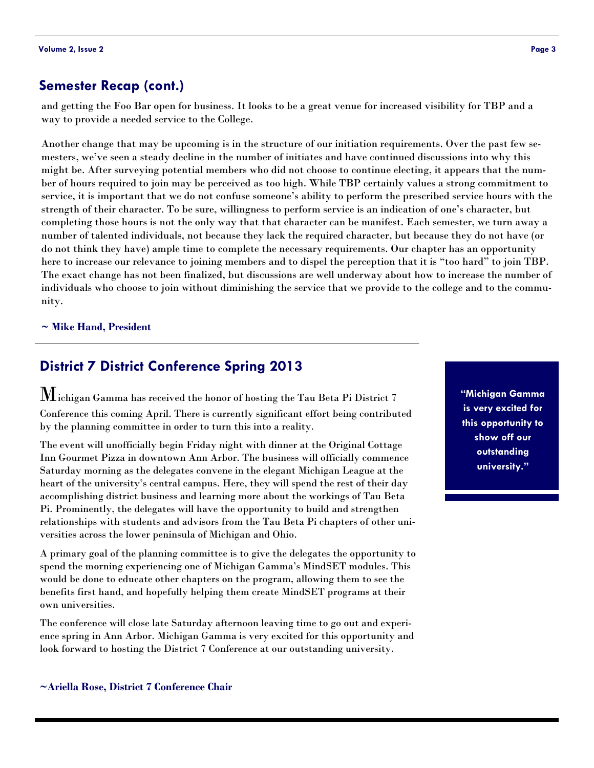## Semester Recap (cont.)

and getting the Foo Bar open for business. It looks to be a great venue for increased visibility for TBP and a way to provide a needed service to the College.

Another change that may be upcoming is in the structure of our initiation requirements. Over the past few semesters, we've seen a steady decline in the number of initiates and have continued discussions into why this might be. After surveying potential members who did not choose to continue electing, it appears that the number of hours required to join may be perceived as too high. While TBP certainly values a strong commitment to service, it is important that we do not confuse someone's ability to perform the prescribed service hours with the strength of their character. To be sure, willingness to perform service is an indication of one's character, but completing those hours is not the only way that that character can be manifest. Each semester, we turn away a number of talented individuals, not because they lack the required character, but because they do not have (or do not think they have) ample time to complete the necessary requirements. Our chapter has an opportunity here to increase our relevance to joining members and to dispel the perception that it is "too hard" to join TBP. The exact change has not been finalized, but discussions are well underway about how to increase the number of individuals who choose to join without diminishing the service that we provide to the college and to the community.

**~ Mike Hand, President**

## District 7 District Conference Spring 2013

Michigan Gamma has received the honor of hosting the Tau Beta Pi District 7 Conference this coming April. There is currently significant effort being contributed by the planning committee in order to turn this into a reality.

The event will unofficially begin Friday night with dinner at the Original Cottage Inn Gourmet Pizza in downtown Ann Arbor. The business will officially commence Saturday morning as the delegates convene in the elegant Michigan League at the heart of the university's central campus. Here, they will spend the rest of their day accomplishing district business and learning more about the workings of Tau Beta Pi. Prominently, the delegates will have the opportunity to build and strengthen relationships with students and advisors from the Tau Beta Pi chapters of other universities across the lower peninsula of Michigan and Ohio.

A primary goal of the planning committee is to give the delegates the opportunity to spend the morning experiencing one of Michigan Gamma's MindSET modules. This would be done to educate other chapters on the program, allowing them to see the benefits first hand, and hopefully helping them create MindSET programs at their own universities.

The conference will close late Saturday afternoon leaving time to go out and experience spring in Ann Arbor. Michigan Gamma is very excited for this opportunity and look forward to hosting the District 7 Conference at our outstanding university.

**"Michigan Gamma is very excited for this opportunity to show off our outstanding university."**

**~Ariella Rose, District 7 Conference Chair**